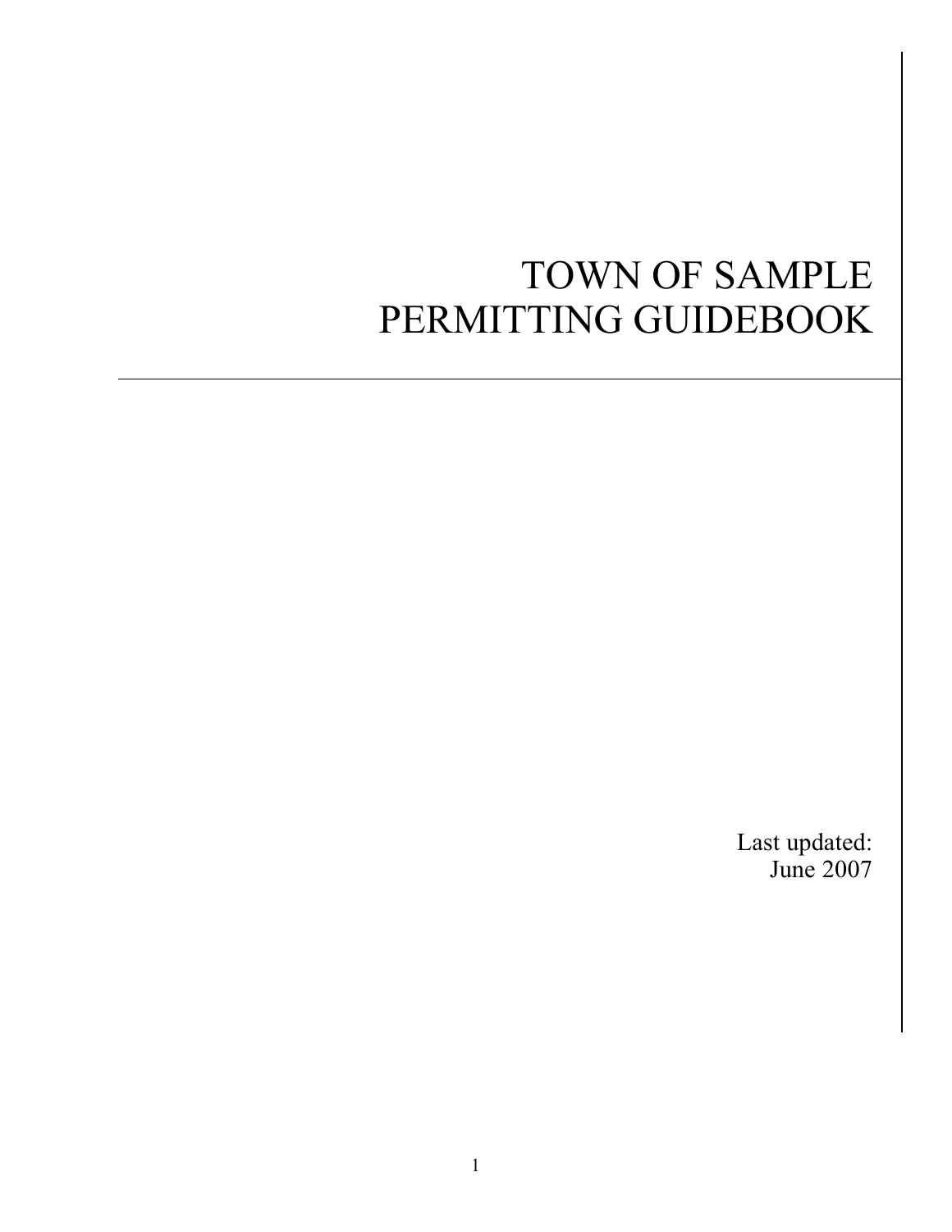# TOWN OF SAMPLE PERMITTING GUIDEBOOK

Last updated:
June 2007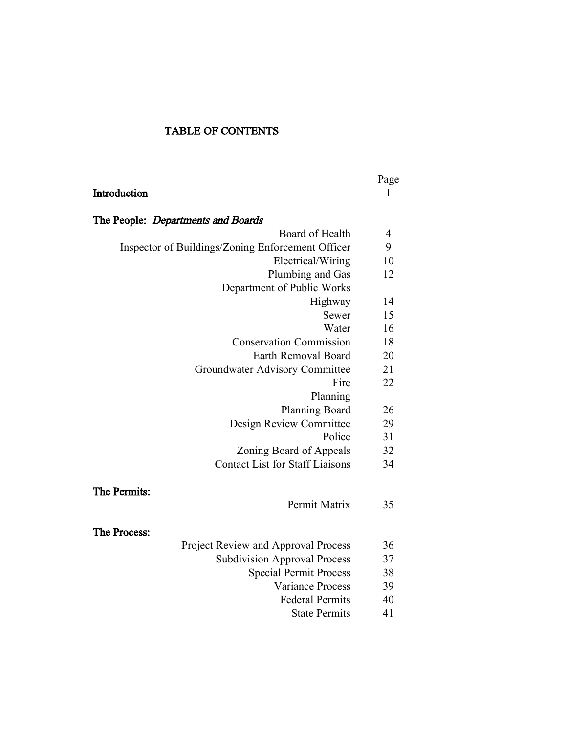# TABLE OF CONTENTS

| | Page |
|---|---|
| **Introduction** | 1 |
| **The People:** ***Departments and Boards*** | |
| Board of Health | 4 |
| Inspector of Buildings/Zoning Enforcement Officer | 9 |
| Electrical/Wiring | 10 |
| Plumbing and Gas | 12 |
| Department of Public Works | |
| Highway | 14 |
| Sewer | 15 |
| Water | 16 |
| Conservation Commission | 18 |
| Earth Removal Board | 20 |
| Groundwater Advisory Committee | 21 |
| Fire | 22 |
| Planning | |
| Planning Board | 26 |
| Design Review Committee | 29 |
| Police | 31 |
| Zoning Board of Appeals | 32 |
| Contact List for Staff Liaisons | 34 |
| **The Permits:** | |
| Permit Matrix | 35 |
| **The Process:** | |
| Project Review and Approval Process | 36 |
| Subdivision Approval Process | 37 |
| Special Permit Process | 38 |
| Variance Process | 39 |
| Federal Permits | 40 |
| State Permits | 41 |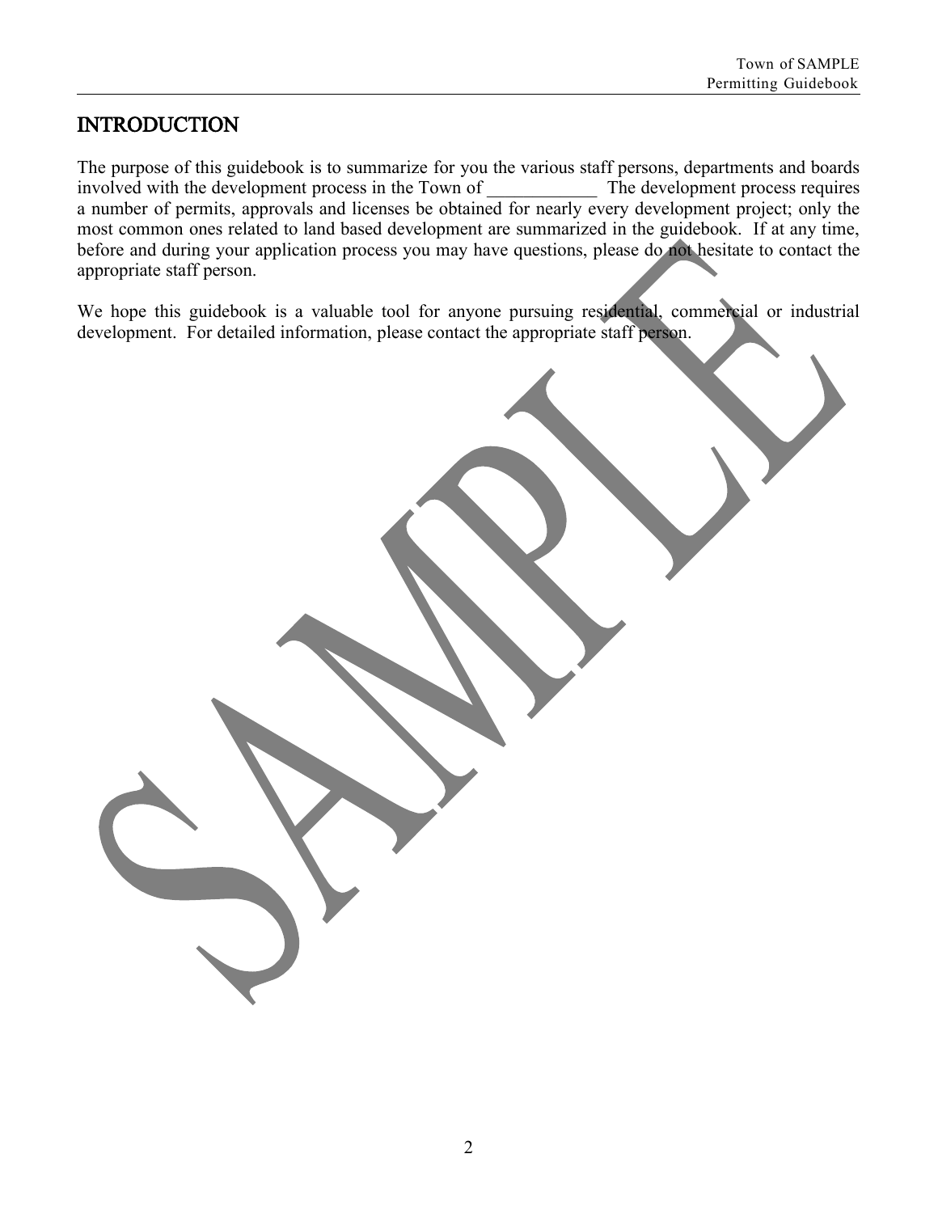## INTRODUCTION

The purpose of this guidebook is to summarize for you the various staff persons, departments and boards involved with the development process in the Town of ____________ The development process requires a number of permits, approvals and licenses be obtained for nearly every development project; only the most common ones related to land based development are summarized in the guidebook. If at any time, before and during your application process you may have questions, please do not hesitate to contact the appropriate staff person.

We hope this guidebook is a valuable tool for anyone pursuing residential, commercial or industrial development. For detailed information, please contact the appropriate staff person.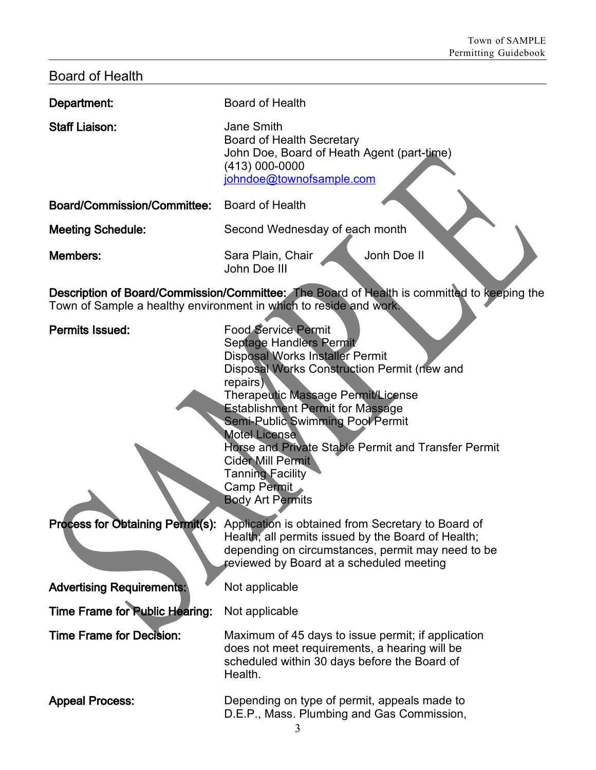## Board of Health

**Department:** Board of Health

**Staff Liaison:** Jane Smith
Board of Health Secretary
John Doe, Board of Heath Agent (part-time)
(413) 000-0000
johndoe@townofsample.com

**Board/Commission/Committee:** Board of Health

**Meeting Schedule:** Second Wednesday of each month

**Members:** Sara Plain, Chair
Jonh Doe II
John Doe III

**Description of Board/Commission/Committee:** The Board of Health is committed to keeping the Town of Sample a healthy environment in which to reside and work.

**Permits Issued:**
Food Service Permit
Septage Handlers Permit
Disposal Works Installer Permit
Disposal Works Construction Permit (new and repairs)
Therapeutic Massage Permit/License
Establishment Permit for Massage
Semi-Public Swimming Pool Permit
Motel License
Horse and Private Stable Permit and Transfer Permit
Cider Mill Permit
Tanning Facility
Camp Permit
Body Art Permits

**Process for Obtaining Permit(s):** Application is obtained from Secretary to Board of Health; all permits issued by the Board of Health; depending on circumstances, permit may need to be reviewed by Board at a scheduled meeting

**Advertising Requirements:** Not applicable

**Time Frame for Public Hearing:** Not applicable

**Time Frame for Decision:** Maximum of 45 days to issue permit; if application does not meet requirements, a hearing will be scheduled within 30 days before the Board of Health.

**Appeal Process:** Depending on type of permit, appeals made to D.E.P., Mass. Plumbing and Gas Commission,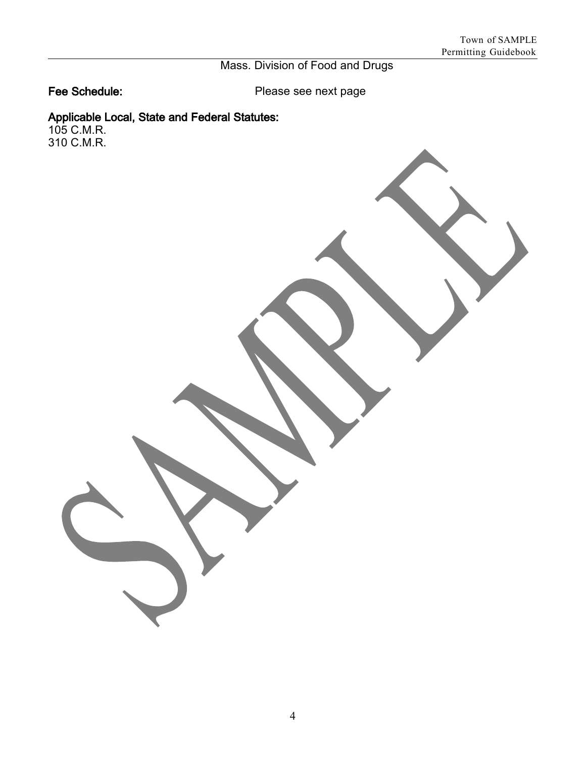Mass. Division of Food and Drugs

**Fee Schedule:** Please see next page

**Applicable Local, State and Federal Statutes:**

105 C.M.R.
310 C.M.R.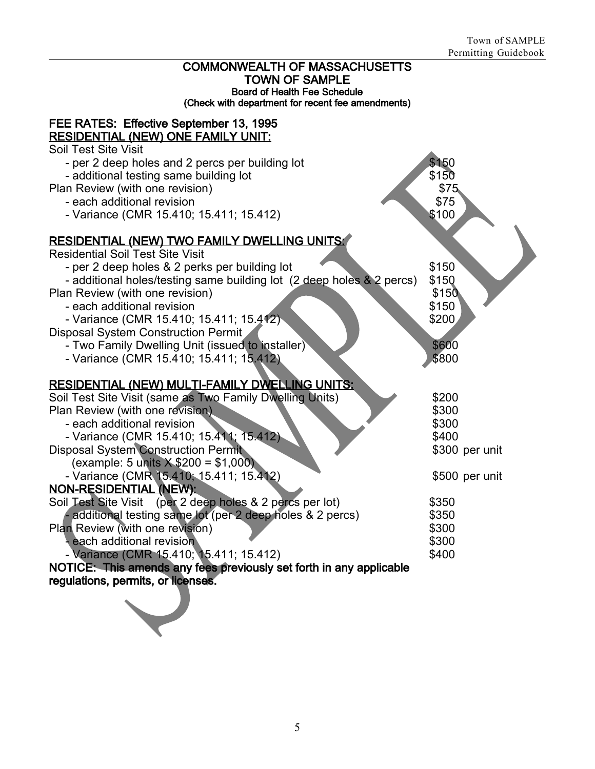# COMMONWEALTH OF MASSACHUSETTS
## TOWN OF SAMPLE
### Board of Health Fee Schedule
**(Check with department for recent fee amendments)**

**FEE RATES: Effective September 13, 1995**

**RESIDENTIAL (NEW) ONE FAMILY UNIT:**

| | |
|---|---|
| Soil Test Site Visit | |
| - per 2 deep holes and 2 percs per building lot | $150 |
| - additional testing same building lot | $150 |
| Plan Review (with one revision) | $75 |
| - each additional revision | $75 |
| - Variance (CMR 15.410; 15.411; 15.412) | $100 |

**RESIDENTIAL (NEW) TWO FAMILY DWELLING UNITS:**

| | |
|---|---|
| Residential Soil Test Site Visit | |
| - per 2 deep holes & 2 perks per building lot | $150 |
| - additional holes/testing same building lot (2 deep holes & 2 percs) | $150 |
| Plan Review (with one revision) | $150 |
| - each additional revision | $150 |
| - Variance (CMR 15.410; 15.411; 15.412) | $200 |
| Disposal System Construction Permit | |
| - Two Family Dwelling Unit (issued to installer) | $600 |
| - Variance (CMR 15.410; 15.411; 15.412) | $800 |

**RESIDENTIAL (NEW) MULTI-FAMILY DWELLING UNITS:**

| | |
|---|---|
| Soil Test Site Visit (same as Two Family Dwelling Units) | $200 |
| Plan Review (with one revision) | $300 |
| - each additional revision | $300 |
| - Variance (CMR 15.410; 15.411; 15.412) | $400 |
| Disposal System Construction Permit | $300 per unit |
| (example: 5 units X $200 = $1,000) | |
| - Variance (CMR 15.410; 15.411; 15.412) | $500 per unit |

**NON-RESIDENTIAL (NEW):**

| | |
|---|---|
| Soil Test Site Visit (per 2 deep holes & 2 percs per lot) | $350 |
| - additional testing same lot (per 2 deep holes & 2 percs) | $350 |
| Plan Review (with one revision) | $300 |
| - each additional revision | $300 |
| - Variance (CMR 15.410; 15.411; 15.412) | $400 |

**NOTICE: This amends any fees previously set forth in any applicable regulations, permits, or licenses.**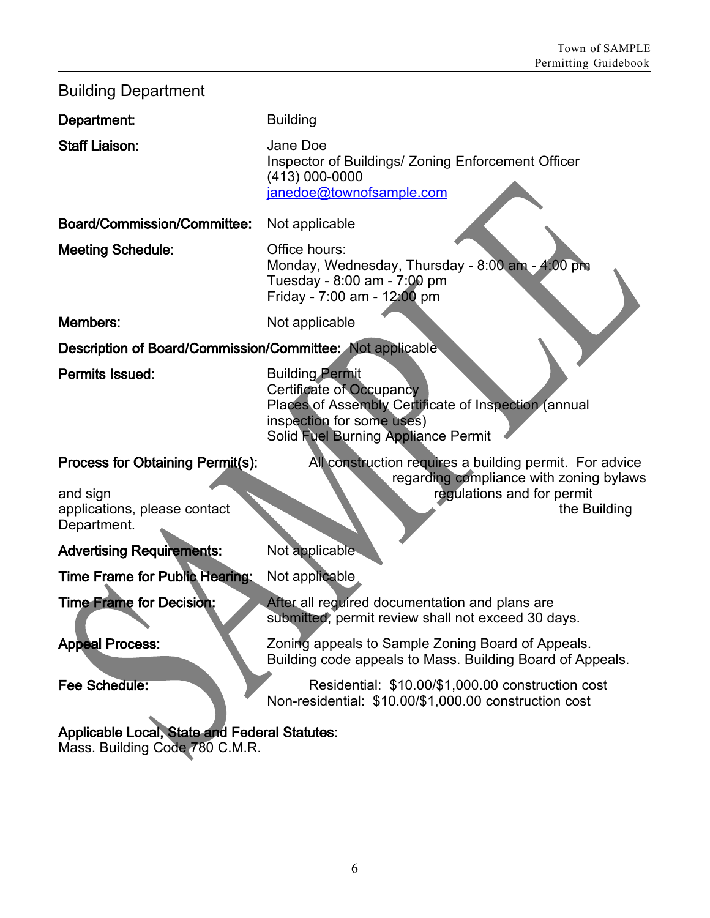## Building Department

**Department:** Building

**Staff Liaison:** Jane Doe
Inspector of Buildings/ Zoning Enforcement Officer
(413) 000-0000
janedoe@townofsample.com

**Board/Commission/Committee:** Not applicable

**Meeting Schedule:** Office hours:
Monday, Wednesday, Thursday - 8:00 am - 4:00 pm
Tuesday - 8:00 am - 7:00 pm
Friday - 7:00 am - 12:00 pm

**Members:** Not applicable

**Description of Board/Commission/Committee:** Not applicable

**Permits Issued:** Building Permit
Certificate of Occupancy
Places of Assembly Certificate of Inspection (annual inspection for some uses)
Solid Fuel Burning Appliance Permit

**Process for Obtaining Permit(s):** All construction requires a building permit. For advice regarding compliance with zoning bylaws and sign regulations and for permit applications, please contact the Building Department.

**Advertising Requirements:** Not applicable

**Time Frame for Public Hearing:** Not applicable

**Time Frame for Decision:** After all required documentation and plans are submitted, permit review shall not exceed 30 days.

**Appeal Process:** Zoning appeals to Sample Zoning Board of Appeals.
Building code appeals to Mass. Building Board of Appeals.

**Fee Schedule:** Residential: $10.00/$1,000.00 construction cost
Non-residential: $10.00/$1,000.00 construction cost

**Applicable Local, State and Federal Statutes:**
Mass. Building Code 780 C.M.R.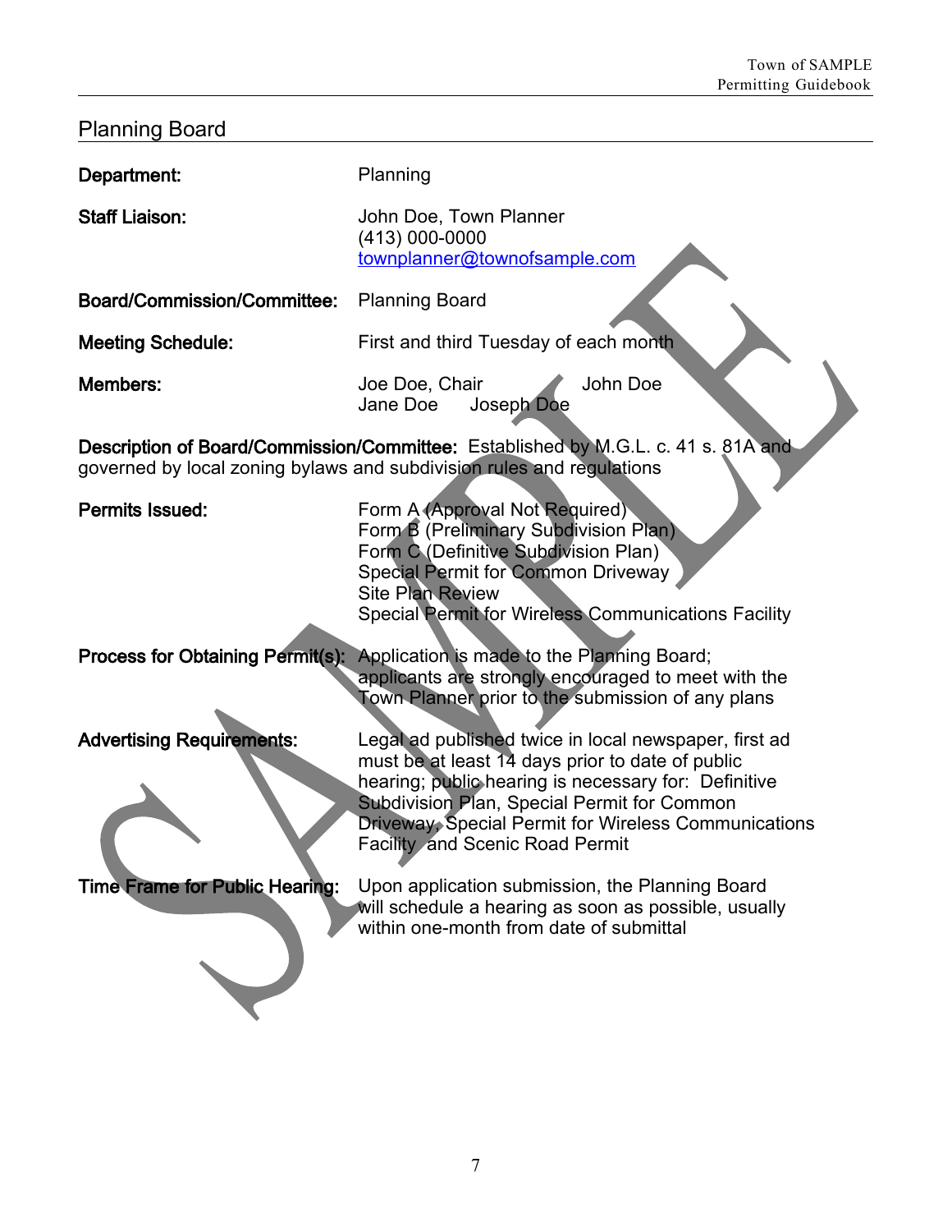## Planning Board

**Department:** Planning

**Staff Liaison:** John Doe, Town Planner
(413) 000-0000
townplanner@townofsample.com

**Board/Commission/Committee:** Planning Board

**Meeting Schedule:** First and third Tuesday of each month

**Members:** Joe Doe, Chair John Doe
Jane Doe Joseph Doe

**Description of Board/Commission/Committee:** Established by M.G.L. c. 41 s. 81A and governed by local zoning bylaws and subdivision rules and regulations

**Permits Issued:** Form A (Approval Not Required)
Form B (Preliminary Subdivision Plan)
Form C (Definitive Subdivision Plan)
Special Permit for Common Driveway
Site Plan Review
Special Permit for Wireless Communications Facility

**Process for Obtaining Permit(s):** Application is made to the Planning Board; applicants are strongly encouraged to meet with the Town Planner prior to the submission of any plans

**Advertising Requirements:** Legal ad published twice in local newspaper, first ad must be at least 14 days prior to date of public hearing; public hearing is necessary for: Definitive Subdivision Plan, Special Permit for Common Driveway, Special Permit for Wireless Communications Facility and Scenic Road Permit

**Time Frame for Public Hearing:** Upon application submission, the Planning Board will schedule a hearing as soon as possible, usually within one-month from date of submittal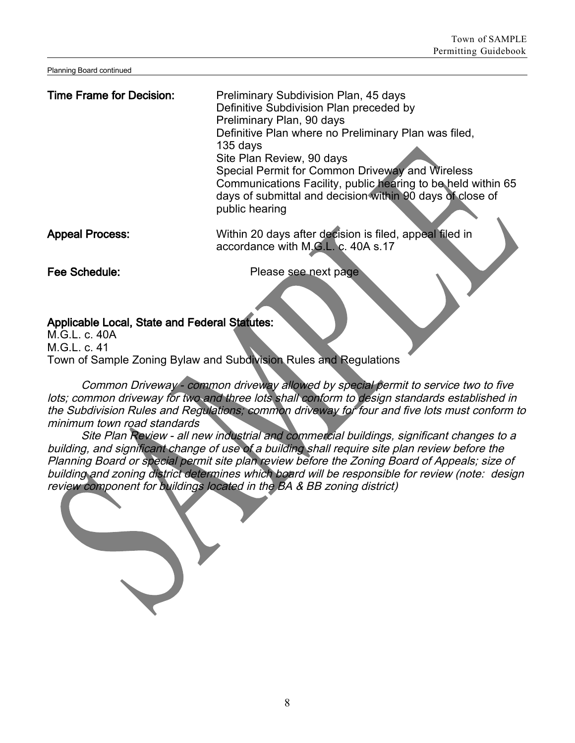Planning Board continued

**Time Frame for Decision:** Preliminary Subdivision Plan, 45 days
Definitive Subdivision Plan preceded by Preliminary Plan, 90 days
Definitive Plan where no Preliminary Plan was filed, 135 days
Site Plan Review, 90 days
Special Permit for Common Driveway and Wireless Communications Facility, public hearing to be held within 65 days of submittal and decision within 90 days of close of public hearing

**Appeal Process:** Within 20 days after decision is filed, appeal filed in accordance with M.G.L. c. 40A s.17

**Fee Schedule:** Please see next page

**Applicable Local, State and Federal Statutes:**

M.G.L. c. 40A
M.G.L. c. 41
Town of Sample Zoning Bylaw and Subdivision Rules and Regulations

*Common Driveway - common driveway allowed by special permit to service two to five lots; common driveway for two and three lots shall conform to design standards established in the Subdivision Rules and Regulations; common driveway for four and five lots must conform to minimum town road standards*

*Site Plan Review - all new industrial and commercial buildings, significant changes to a building, and significant change of use of a building shall require site plan review before the Planning Board or special permit site plan review before the Zoning Board of Appeals; size of building and zoning district determines which board will be responsible for review (note: design review component for buildings located in the BA & BB zoning district)*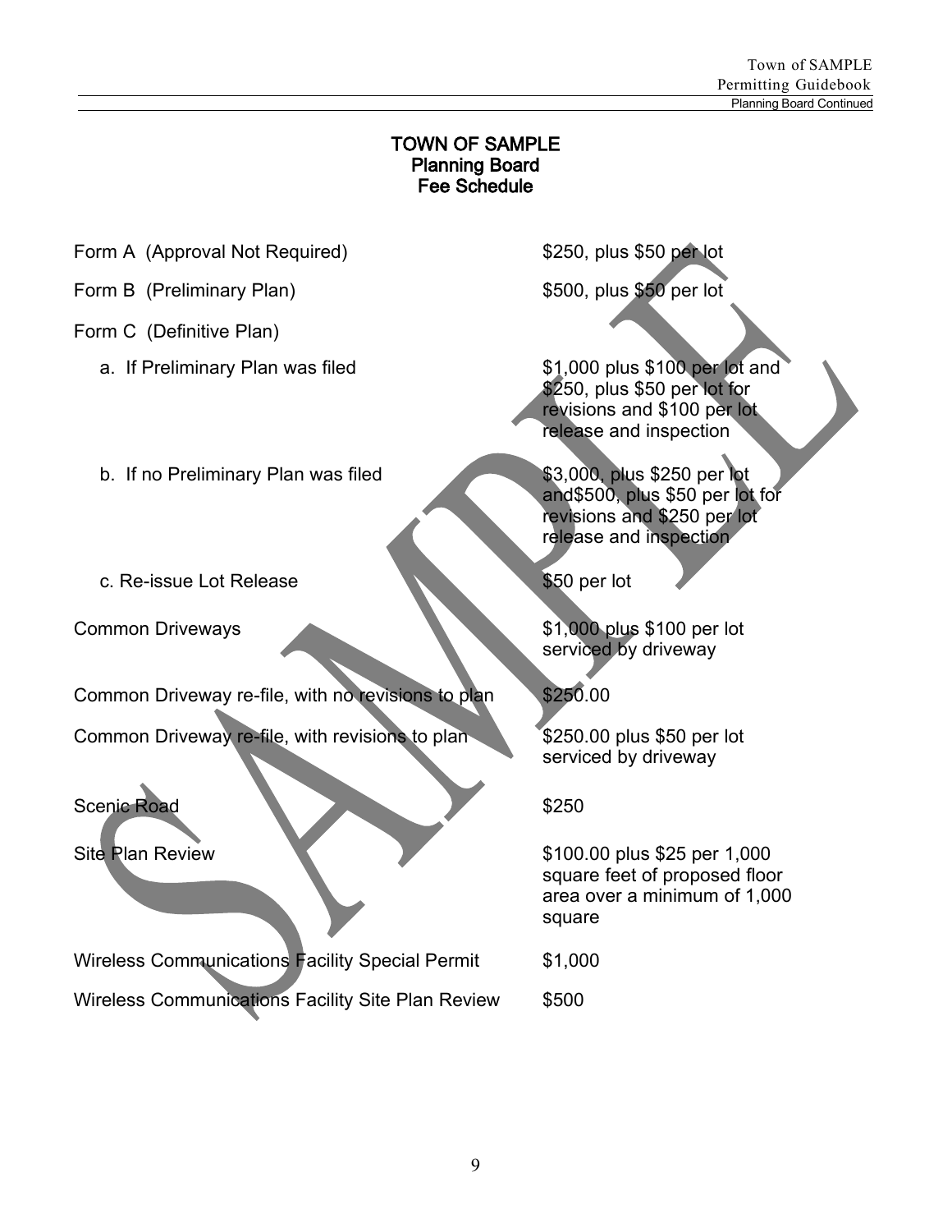# TOWN OF SAMPLE
## Planning Board
## Fee Schedule

| Item | Fee |
|---|---|
| Form A (Approval Not Required) | $250, plus $50 per lot |
| Form B (Preliminary Plan) | $500, plus $50 per lot |
| Form C (Definitive Plan) | |
| a. If Preliminary Plan was filed | $1,000 plus $100 per lot and $250, plus $50 per lot for revisions and $100 per lot release and inspection |
| b. If no Preliminary Plan was filed | $3,000, plus $250 per lot and$500, plus $50 per lot for revisions and $250 per lot release and inspection |
| c. Re-issue Lot Release | $50 per lot |
| Common Driveways | $1,000 plus $100 per lot serviced by driveway |
| Common Driveway re-file, with no revisions to plan | $250.00 |
| Common Driveway re-file, with revisions to plan | $250.00 plus $50 per lot serviced by driveway |
| Scenic Road | $250 |
| Site Plan Review | $100.00 plus $25 per 1,000 square feet of proposed floor area over a minimum of 1,000 square |
| Wireless Communications Facility Special Permit | $1,000 |
| Wireless Communications Facility Site Plan Review | $500 |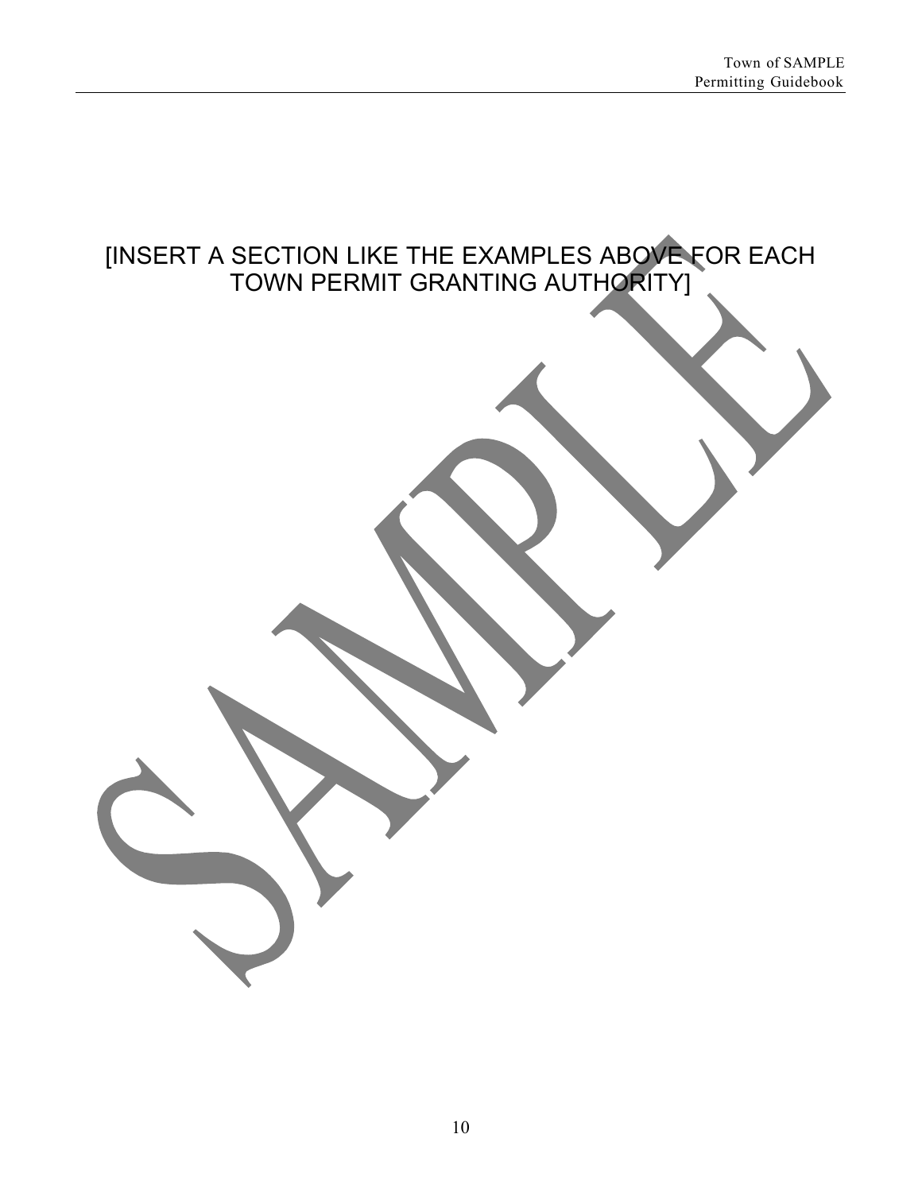[INSERT A SECTION LIKE THE EXAMPLES ABOVE FOR EACH TOWN PERMIT GRANTING AUTHORITY]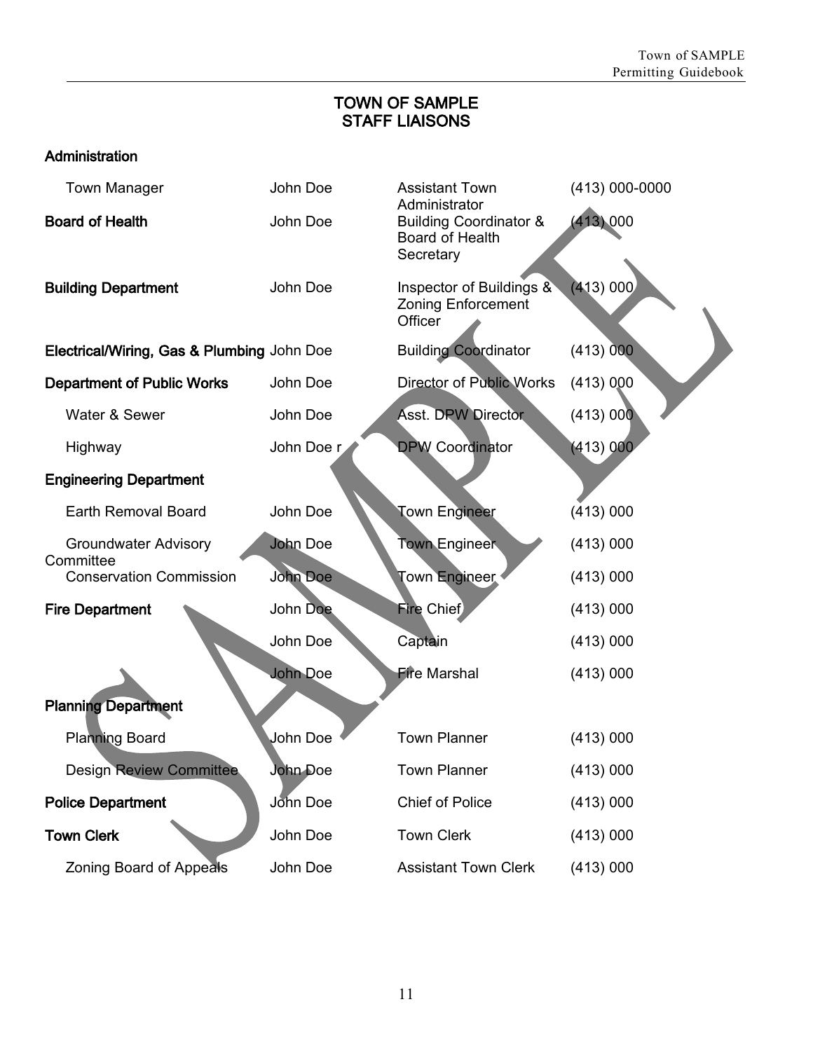# TOWN OF SAMPLE
## STAFF LIAISONS

| Department | Name | Title | Phone |
|---|---|---|---|
| **Administration** | | | |
| Town Manager | John Doe | Assistant Town Administrator | (413) 000-0000 |
| **Board of Health** | John Doe | Building Coordinator & Board of Health Secretary | (413) 000 |
| **Building Department** | John Doe | Inspector of Buildings & Zoning Enforcement Officer | (413) 000 |
| **Electrical/Wiring, Gas & Plumbing** | John Doe | Building Coordinator | (413) 000 |
| **Department of Public Works** | John Doe | Director of Public Works | (413) 000 |
| Water & Sewer | John Doe | Asst. DPW Director | (413) 000 |
| Highway | John Doe r | DPW Coordinator | (413) 000 |
| **Engineering Department** | | | |
| Earth Removal Board | John Doe | Town Engineer | (413) 000 |
| Groundwater Advisory Committee | John Doe | Town Engineer | (413) 000 |
| Conservation Commission | John Doe | Town Engineer | (413) 000 |
| **Fire Department** | John Doe | Fire Chief | (413) 000 |
| | John Doe | Captain | (413) 000 |
| | John Doe | Fire Marshal | (413) 000 |
| **Planning Department** | | | |
| Planning Board | John Doe | Town Planner | (413) 000 |
| Design Review Committee | John Doe | Town Planner | (413) 000 |
| **Police Department** | John Doe | Chief of Police | (413) 000 |
| **Town Clerk** | John Doe | Town Clerk | (413) 000 |
| Zoning Board of Appeals | John Doe | Assistant Town Clerk | (413) 000 |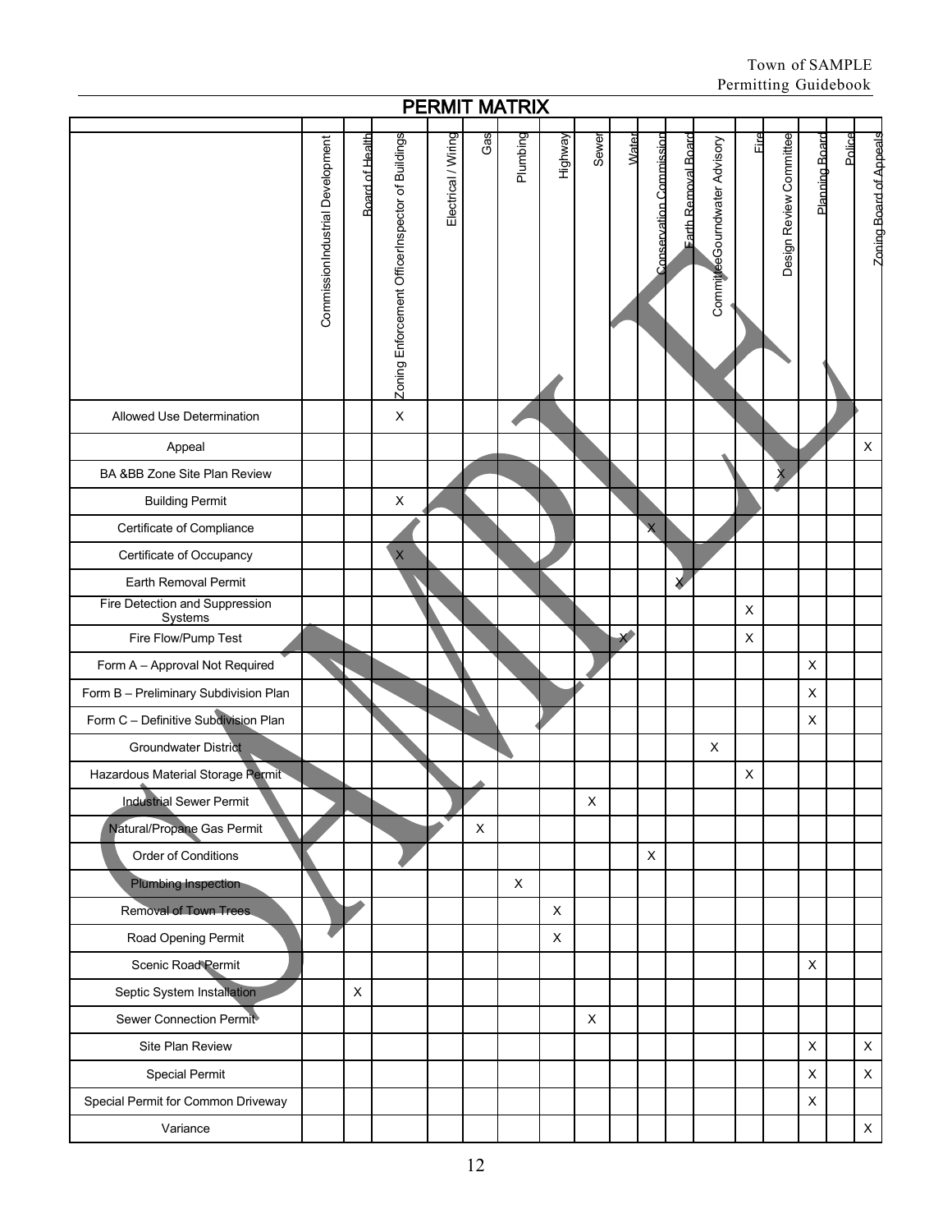# PERMIT MATRIX

| | CommissionIndustrial Development | Board of Health | Zoning Enforcement OfficerInspector of Buildings | Electrical / Wiring | Gas | Plumbing | Highway | Sewer | Water | Conservation Commission | Earth Removal Board | CommitteeGourndwater Advisory | Fire | Design Review Committee | Planning Board | Police | Zoning Board of Appeals |
|---|---|---|---|---|---|---|---|---|---|---|---|---|---|---|---|---|---|
| Allowed Use Determination | | | X | | | | | | | | | | | | | | |
| Appeal | | | | | | | | | | | | | | | | | X |
| BA &BB Zone Site Plan Review | | | | | | | | | | | | | | X | | | |
| Building Permit | | | X | | | | | | | | | | | | | | |
| Certificate of Compliance | | | | | | | | | | X | | | | | | | |
| Certificate of Occupancy | | | X | | | | | | | | | | | | | | |
| Earth Removal Permit | | | | | | | | | | | X | | | | | | |
| Fire Detection and Suppression Systems | | | | | | | | | | | | | X | | | | |
| Fire Flow/Pump Test | | | | | | | | | X | | | | X | | | | |
| Form A – Approval Not Required | | | | | | | | | | | | | | | X | | |
| Form B – Preliminary Subdivision Plan | | | | | | | | | | | | | | | X | | |
| Form C – Definitive Subdivision Plan | | | | | | | | | | | | | | | X | | |
| Groundwater District | | | | | | | | | | | | X | | | | | |
| Hazardous Material Storage Permit | | | | | | | | | | | | | X | | | | |
| Industrial Sewer Permit | | | | | | | | X | | | | | | | | | |
| Natural/Propane Gas Permit | | | | | X | | | | | | | | | | | | |
| Order of Conditions | | | | | | | | | | X | | | | | | | |
| Plumbing Inspection | | | | | | X | | | | | | | | | | | |
| Removal of Town Trees | | | | | | | X | | | | | | | | | | |
| Road Opening Permit | | | | | | | X | | | | | | | | | | |
| Scenic Road Permit | | | | | | | | | | | | | | | X | | |
| Septic System Installation | | X | | | | | | | | | | | | | | | |
| Sewer Connection Permit | | | | | | | | X | | | | | | | | | |
| Site Plan Review | | | | | | | | | | | | | | | X | | X |
| Special Permit | | | | | | | | | | | | | | | X | | X |
| Special Permit for Common Driveway | | | | | | | | | | | | | | | X | | |
| Variance | | | | | | | | | | | | | | | | | X |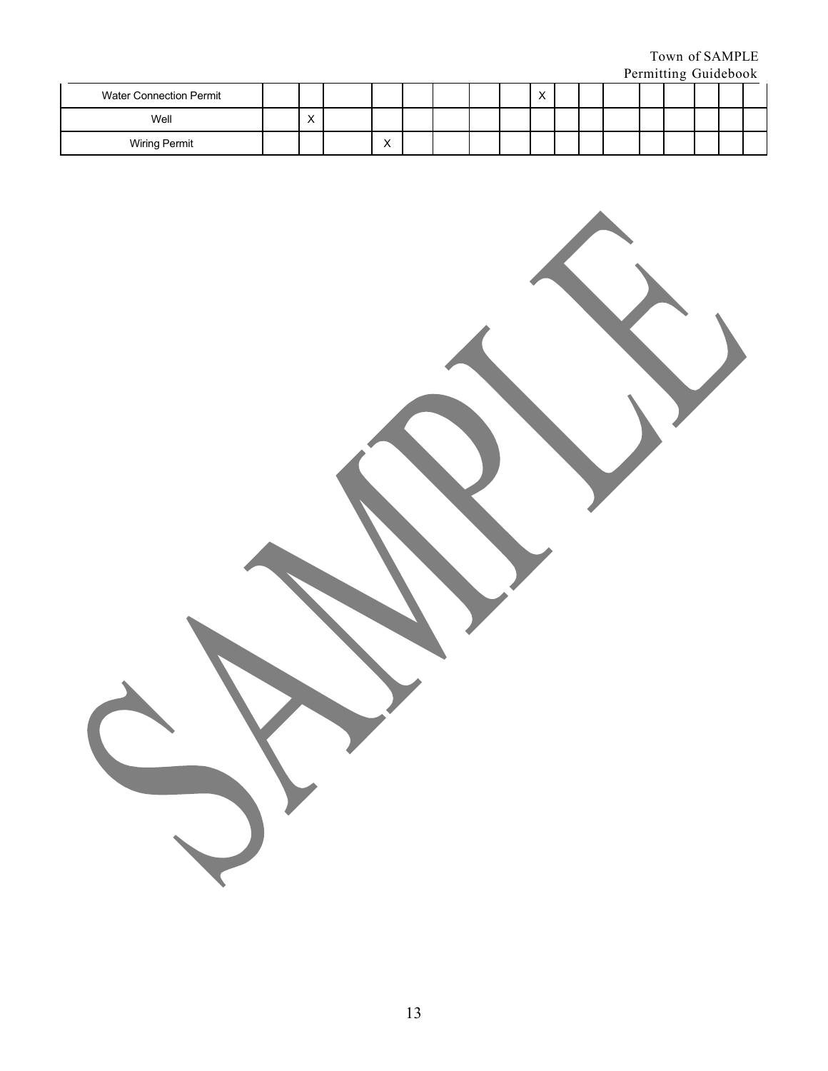| | | | | | | | | | | | | | | | | | |
|---|---|---|---|---|---|---|---|---|---|---|---|---|---|---|---|---|---|
| Water Connection Permit | | | | | | | | | X | | | | | | | | |
| Well | | X | | | | | | | | | | | | | | | |
| Wiring Permit | | | | X | | | | | | | | | | | | | |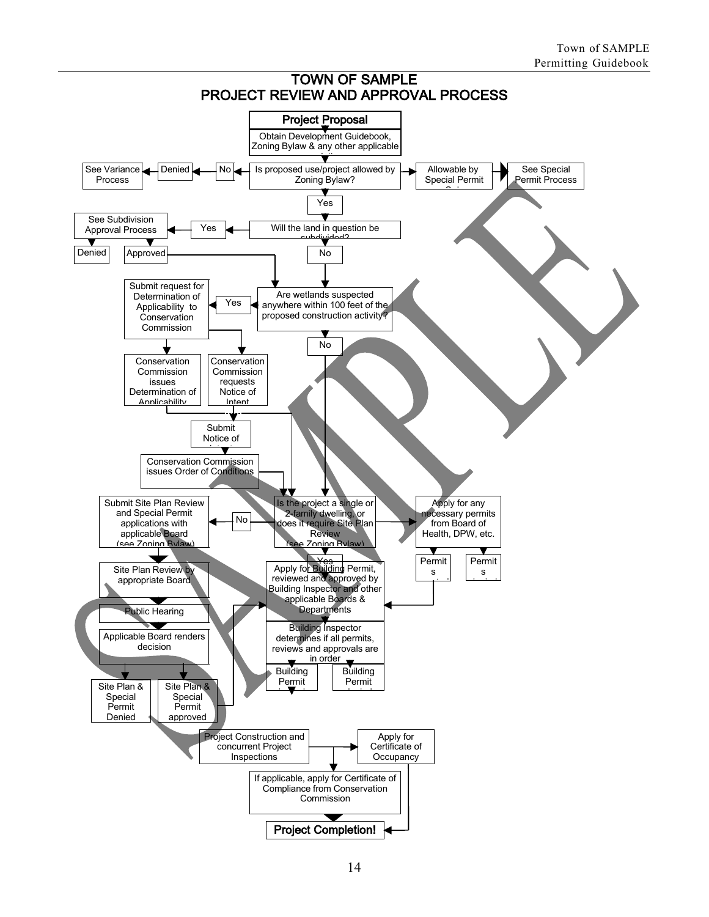# TOWN OF SAMPLE
# PROJECT REVIEW AND APPROVAL PROCESS

**Project Proposal**

Obtain Development Guidebook, Zoning Bylaw & any other applicable

Is proposed use/project allowed by Zoning Bylaw?

- No → Denied → See Variance Process
- Allowable by Special Permit → See Special Permit Process
- Yes → Will the land in question be subdivided?

Will the land in question be subdivided?

- Yes → See Subdivision Approval Process → Denied / Approved
- No → Are wetlands suspected anywhere within 100 feet of the proposed construction activity?

Are wetlands suspected anywhere within 100 feet of the proposed construction activity?

- Yes → Submit request for Determination of Applicability to Conservation Commission
  - Conservation Commission issues Determination of Applicability
  - Conservation Commission requests Notice of Intent → Submit Notice of Intent → Conservation Commission issues Order of Conditions
- No → Is the project a single or 2-family dwelling, or does it require Site Plan Review (see Zoning Bylaw)

Is the project a single or 2-family dwelling, or does it require Site Plan Review (see Zoning Bylaw)

- No → Submit Site Plan Review and Special Permit applications with applicable Board (see Zoning Bylaw) → Site Plan Review by appropriate Board → Public Hearing → Applicable Board renders decision → Site Plan & Special Permit Denied / Site Plan & Special Permit approved
- Apply for any necessary permits from Board of Health, DPW, etc. → Permits / Permits
- Yes → Apply for Building Permit, reviewed and approved by Building Inspector and other applicable Boards & Departments

Building Inspector determines if all permits, reviews and approvals are in order → Building Permit / Building Permit

Project Construction and concurrent Project Inspections → Apply for Certificate of Occupancy

If applicable, apply for Certificate of Compliance from Conservation Commission

**Project Completion!**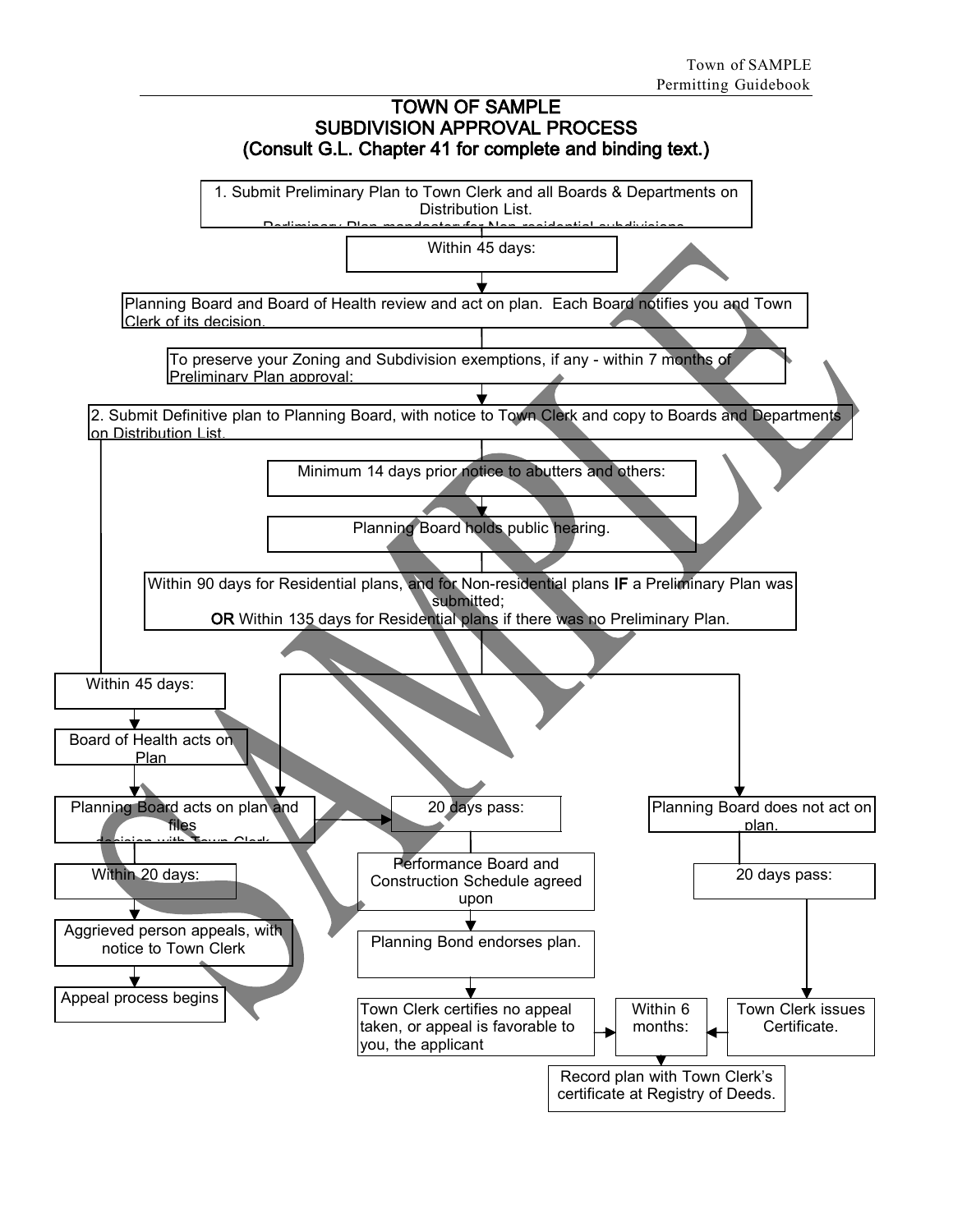# TOWN OF SAMPLE
# SUBDIVISION APPROVAL PROCESS
# (Consult G.L. Chapter 41 for complete and binding text.)

1. Submit Preliminary Plan to Town Clerk and all Boards & Departments on Distribution List. Preliminary Plan mandatory for Non-residential subdivisions

Within 45 days:

Planning Board and Board of Health review and act on plan. Each Board notifies you and Town Clerk of its decision.

To preserve your Zoning and Subdivision exemptions, if any - within 7 months of Preliminary Plan approval:

2. Submit Definitive plan to Planning Board, with notice to Town Clerk and copy to Boards and Departments on Distribution List.

Minimum 14 days prior notice to abutters and others:

Planning Board holds public hearing.

Within 90 days for Residential plans, and for Non-residential plans **IF** a Preliminary Plan was submitted;
**OR** Within 135 days for Residential plans if there was no Preliminary Plan.

Within 45 days:

Board of Health acts on Plan

Planning Board acts on plan and files decision with Town Clerk

Within 20 days:

Aggrieved person appeals, with notice to Town Clerk

Appeal process begins

20 days pass:

Performance Board and Construction Schedule agreed upon

Planning Bond endorses plan.

Town Clerk certifies no appeal taken, or appeal is favorable to you, the applicant

Planning Board does not act on plan.

20 days pass:

Town Clerk issues Certificate.

Within 6 months:

Record plan with Town Clerk's certificate at Registry of Deeds.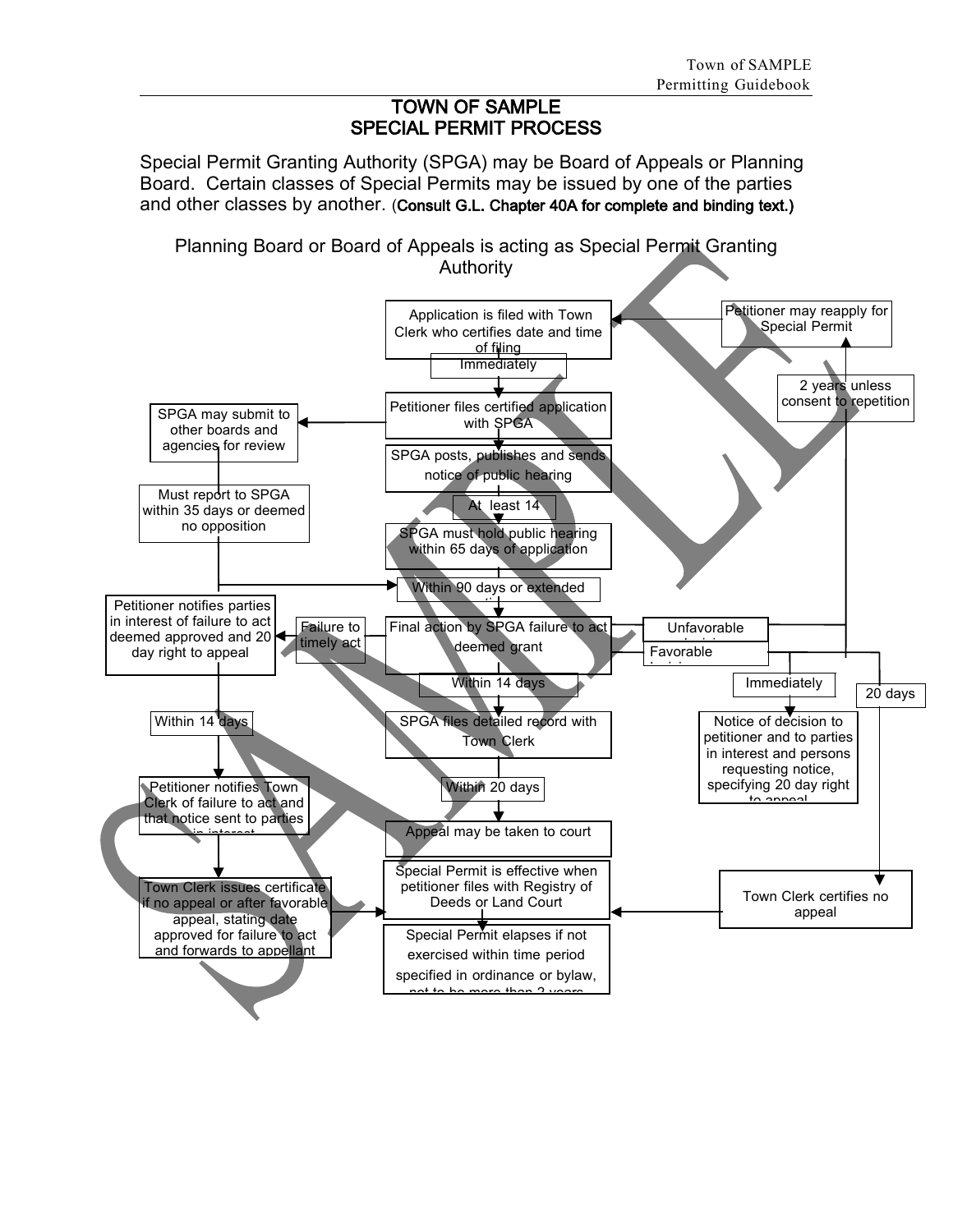# TOWN OF SAMPLE
# SPECIAL PERMIT PROCESS

Special Permit Granting Authority (SPGA) may be Board of Appeals or Planning Board. Certain classes of Special Permits may be issued by one of the parties and other classes by another. (**Consult G.L. Chapter 40A for complete and binding text.)**

Planning Board or Board of Appeals is acting as Special Permit Granting Authority

Application is filed with Town Clerk who certifies date and time of filing

Immediately

Petitioner files certified application with SPGA

SPGA may submit to other boards and agencies for review

Must report to SPGA within 35 days or deemed no opposition

SPGA posts, publishes and sends notice of public hearing

At least 14

SPGA must hold public hearing within 65 days of application

Within 90 days or extended

Final action by SPGA failure to act deemed grant

Failure to timely act

Petitioner notifies parties in interest of failure to act deemed approved and 20 day right to appeal

Within 14 days

Petitioner notifies Town Clerk of failure to act and that notice sent to parties in interest

Town Clerk issues certificate if no appeal or after favorable appeal, stating date approved for failure to act and forwards to appellant

Within 14 days

SPGA files detailed record with Town Clerk

Within 20 days

Appeal may be taken to court

Special Permit is effective when petitioner files with Registry of Deeds or Land Court

Special Permit elapses if not exercised within time period specified in ordinance or bylaw, not to be more than 2 years

Unfavorable decision

Favorable decision

Immediately

Notice of decision to petitioner and to parties in interest and persons requesting notice, specifying 20 day right to appeal

20 days

Town Clerk certifies no appeal

2 years unless consent to repetition

Petitioner may reapply for Special Permit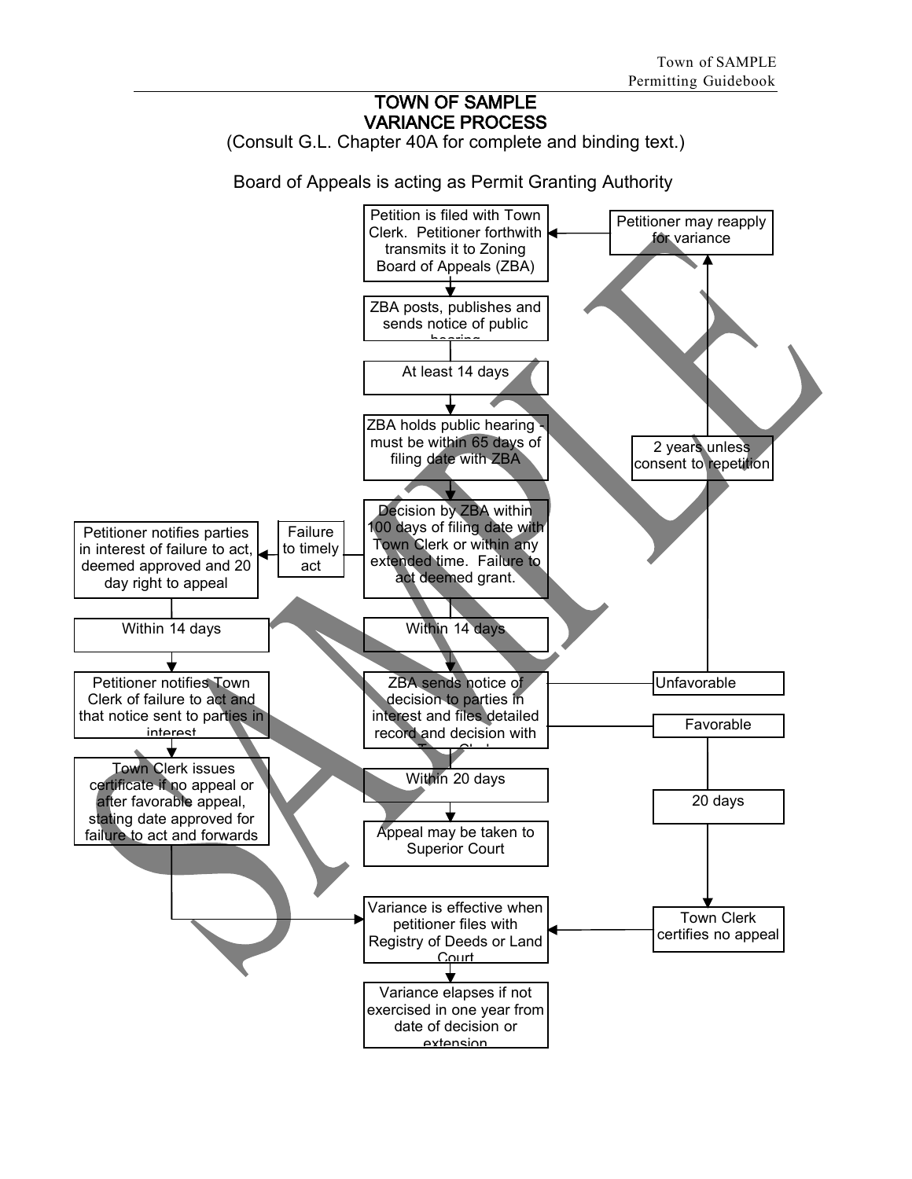# TOWN OF SAMPLE
# VARIANCE PROCESS

(Consult G.L. Chapter 40A for complete and binding text.)

Board of Appeals is acting as Permit Granting Authority

Petition is filed with Town Clerk. Petitioner forthwith transmits it to Zoning Board of Appeals (ZBA)

Petitioner may reapply for variance

ZBA posts, publishes and sends notice of public hearing

At least 14 days

ZBA holds public hearing - must be within 65 days of filing date with ZBA

2 years unless consent to repetition

Decision by ZBA within 100 days of filing date with Town Clerk or within any extended time. Failure to act deemed grant.

Failure to timely act

Petitioner notifies parties in interest of failure to act, deemed approved and 20 day right to appeal

Within 14 days

Within 14 days

Petitioner notifies Town Clerk of failure to act and that notice sent to parties in interest

ZBA sends notice of decision to parties in interest and files detailed record and decision with Town Clerk

Unfavorable

Favorable

Town Clerk issues certificate if no appeal or after favorable appeal, stating date approved for failure to act and forwards

Within 20 days

20 days

Appeal may be taken to Superior Court

Variance is effective when petitioner files with Registry of Deeds or Land Court

Town Clerk certifies no appeal

Variance elapses if not exercised in one year from date of decision or extension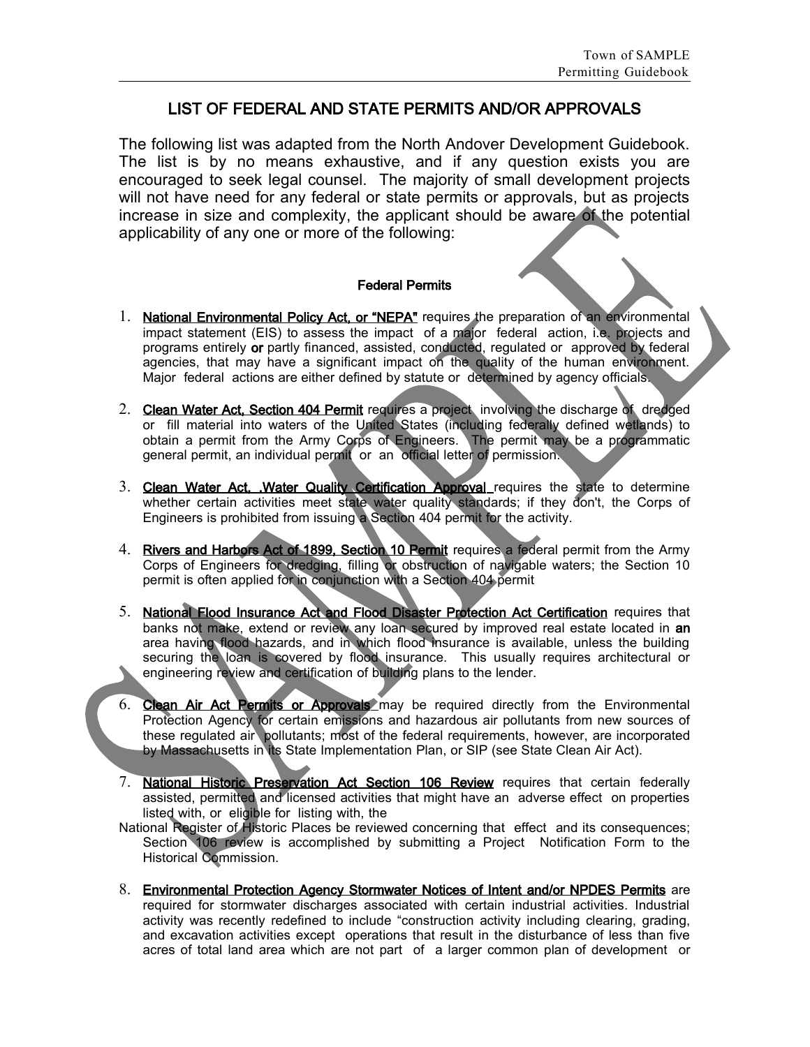# LIST OF FEDERAL AND STATE PERMITS AND/OR APPROVALS

The following list was adapted from the North Andover Development Guidebook. The list is by no means exhaustive, and if any question exists you are encouraged to seek legal counsel. The majority of small development projects will not have need for any federal or state permits or approvals, but as projects increase in size and complexity, the applicant should be aware of the potential applicability of any one or more of the following:

## Federal Permits

1. **National Environmental Policy Act, or "NEPA"** requires the preparation of an environmental impact statement (EIS) to assess the impact of a major federal action, i.e. projects and programs entirely **or** partly financed, assisted, conducted, regulated or approved by federal agencies, that may have a significant impact on the quality of the human environment. Major federal actions are either defined by statute or determined by agency officials.

2. **Clean Water Act, Section 404 Permit** requires a project involving the discharge of dredged or fill material into waters of the United States (including federally defined wetlands) to obtain a permit from the Army Corps of Engineers. The permit may be a programmatic general permit, an individual permit or an official letter of permission.

3. **Clean Water Act, .Water Quality Certification Approval** requires the state to determine whether certain activities meet state water quality standards; if they don't, the Corps of Engineers is prohibited from issuing a Section 404 permit for the activity.

4. **Rivers and Harbors Act of 1899, Section 10 Permit** requires a federal permit from the Army Corps of Engineers for dredging, filling or obstruction of navigable waters; the Section 10 permit is often applied for in conjunction with a Section 404 permit

5. **National Flood Insurance Act and Flood Disaster Protection Act Certification** requires that banks not make, extend or review any loan secured by improved real estate located in **an** area having flood hazards, and in which flood insurance is available, unless the building securing the loan is covered by flood insurance. This usually requires architectural or engineering review and certification of building plans to the lender.

6. **Clean Air Act Permits or Approvals** may be required directly from the Environmental Protection Agency for certain emissions and hazardous air pollutants from new sources of these regulated air pollutants; most of the federal requirements, however, are incorporated by Massachusetts in its State Implementation Plan, or SIP (see State Clean Air Act).

7. **National Historic Preservation Act Section 106 Review** requires that certain federally assisted, permitted and licensed activities that might have an adverse effect on properties listed with, or eligible for listing with, the National Register of Historic Places be reviewed concerning that effect and its consequences; Section 106 review is accomplished by submitting a Project Notification Form to the Historical Commission.

8. **Environmental Protection Agency Stormwater Notices of Intent and/or NPDES Permits** are required for stormwater discharges associated with certain industrial activities. Industrial activity was recently redefined to include "construction activity including clearing, grading, and excavation activities except operations that result in the disturbance of less than five acres of total land area which are not part of a larger common plan of development or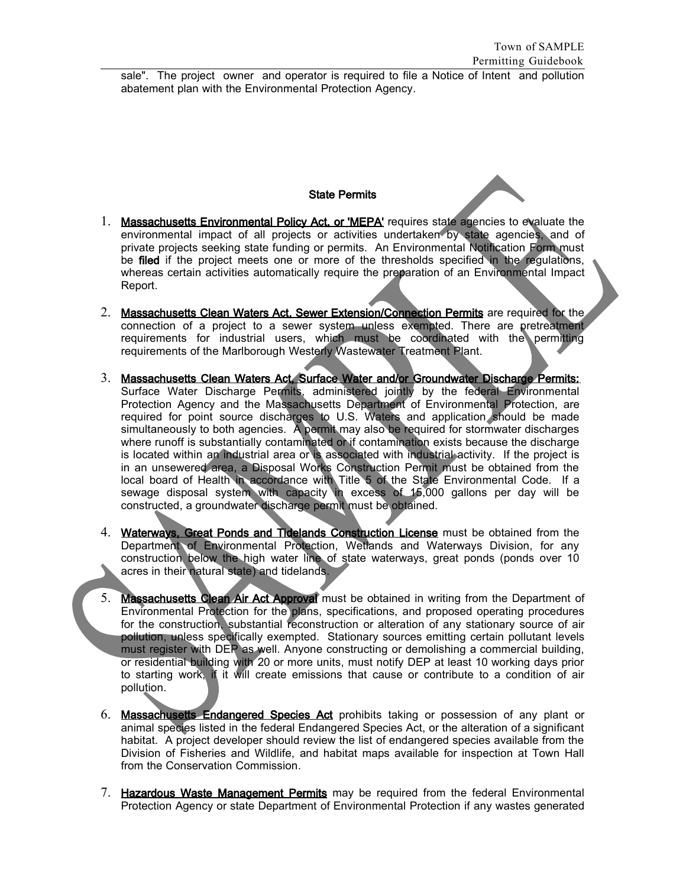sale". The project owner and operator is required to file a Notice of Intent and pollution abatement plan with the Environmental Protection Agency.

### State Permits

1. **Massachusetts Environmental Policy Act, or 'MEPA'** requires state agencies to evaluate the environmental impact of all projects or activities undertaken by state agencies, and of private projects seeking state funding or permits. An Environmental Notification Form must be **filed** if the project meets one or more of the thresholds specified in the regulations, whereas certain activities automatically require the preparation of an Environmental Impact Report.

2. **Massachusetts Clean Waters Act, Sewer Extension/Connection Permits** are required for the connection of a project to a sewer system unless exempted. There are pretreatment requirements for industrial users, which must be coordinated with the permitting requirements of the Marlborough Westerly Wastewater Treatment Plant.

3. **Massachusetts Clean Waters Act, Surface Water and/or Groundwater Discharge Permits:** Surface Water Discharge Permits, administered jointly by the federal Environmental Protection Agency and the Massachusetts Department of Environmental Protection, are required for point source discharges to U.S. Waters and application should be made simultaneously to both agencies. A permit may also be required for stormwater discharges where runoff is substantially contaminated or if contamination exists because the discharge is located within an industrial area or is associated with industrial activity. If the project is in an unsewered area, a Disposal Works Construction Permit must be obtained from the local board of Health in accordance with Title 5 of the State Environmental Code. If a sewage disposal system with capacity in excess of 15,000 gallons per day will be constructed, a groundwater discharge permit must be obtained.

4. **Waterways, Great Ponds and Tidelands Construction License** must be obtained from the Department of Environmental Protection, Wetlands and Waterways Division, for any construction below the high water line of state waterways, great ponds (ponds over 10 acres in their natural state) and tidelands.

5. **Massachusetts Clean Air Act Approval** must be obtained in writing from the Department of Environmental Protection for the plans, specifications, and proposed operating procedures for the construction, substantial reconstruction or alteration of any stationary source of air pollution, unless specifically exempted. Stationary sources emitting certain pollutant levels must register with DEP as well. Anyone constructing or demolishing a commercial building, or residential building with 20 or more units, must notify DEP at least 10 working days prior to starting work, if it will create emissions that cause or contribute to a condition of air pollution.

6. **Massachusetts Endangered Species Act** prohibits taking or possession of any plant or animal species listed in the federal Endangered Species Act, or the alteration of a significant habitat. A project developer should review the list of endangered species available from the Division of Fisheries and Wildlife, and habitat maps available for inspection at Town Hall from the Conservation Commission.

7. **Hazardous Waste Management Permits** may be required from the federal Environmental Protection Agency or state Department of Environmental Protection if any wastes generated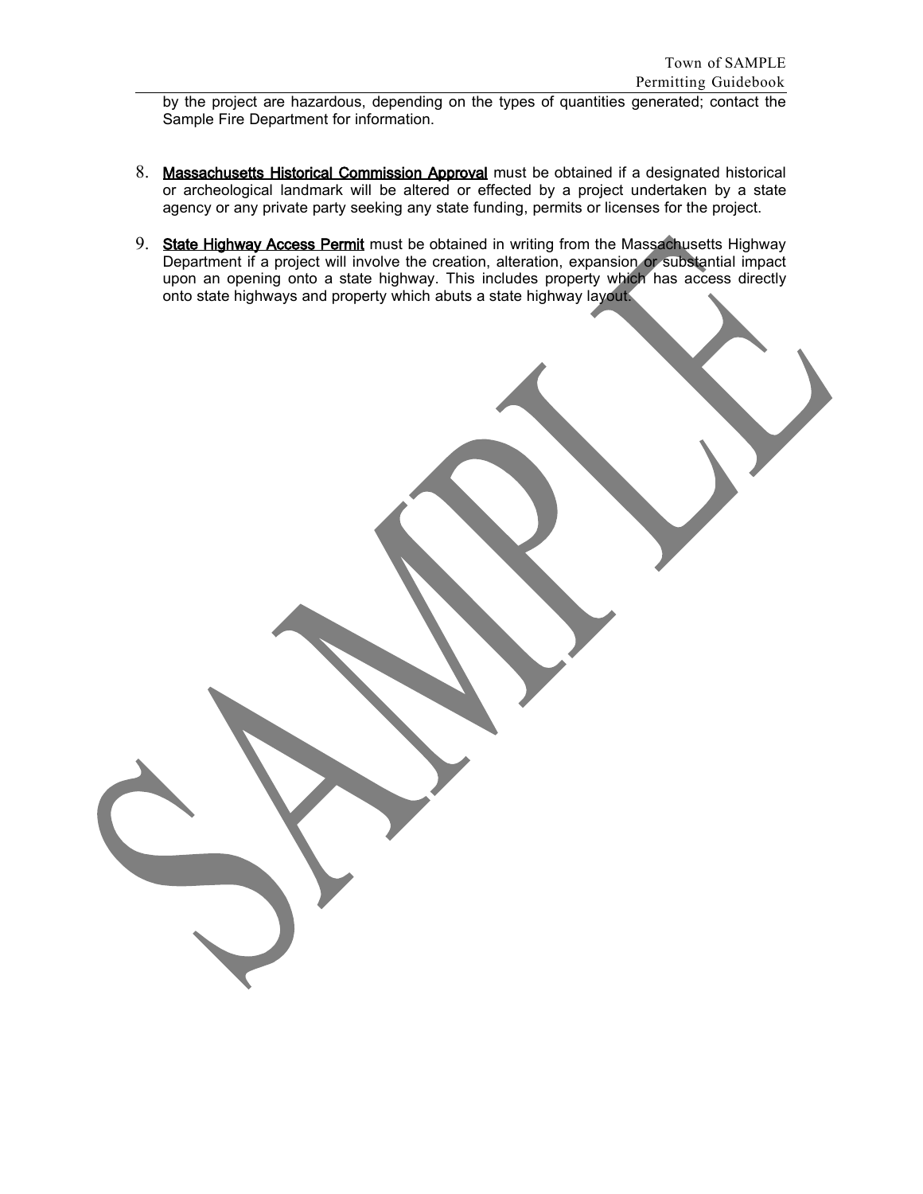by the project are hazardous, depending on the types of quantities generated; contact the Sample Fire Department for information.

8. **Massachusetts Historical Commission Approval** must be obtained if a designated historical or archeological landmark will be altered or effected by a project undertaken by a state agency or any private party seeking any state funding, permits or licenses for the project.

9. **State Highway Access Permit** must be obtained in writing from the Massachusetts Highway Department if a project will involve the creation, alteration, expansion or substantial impact upon an opening onto a state highway. This includes property which has access directly onto state highways and property which abuts a state highway layout.